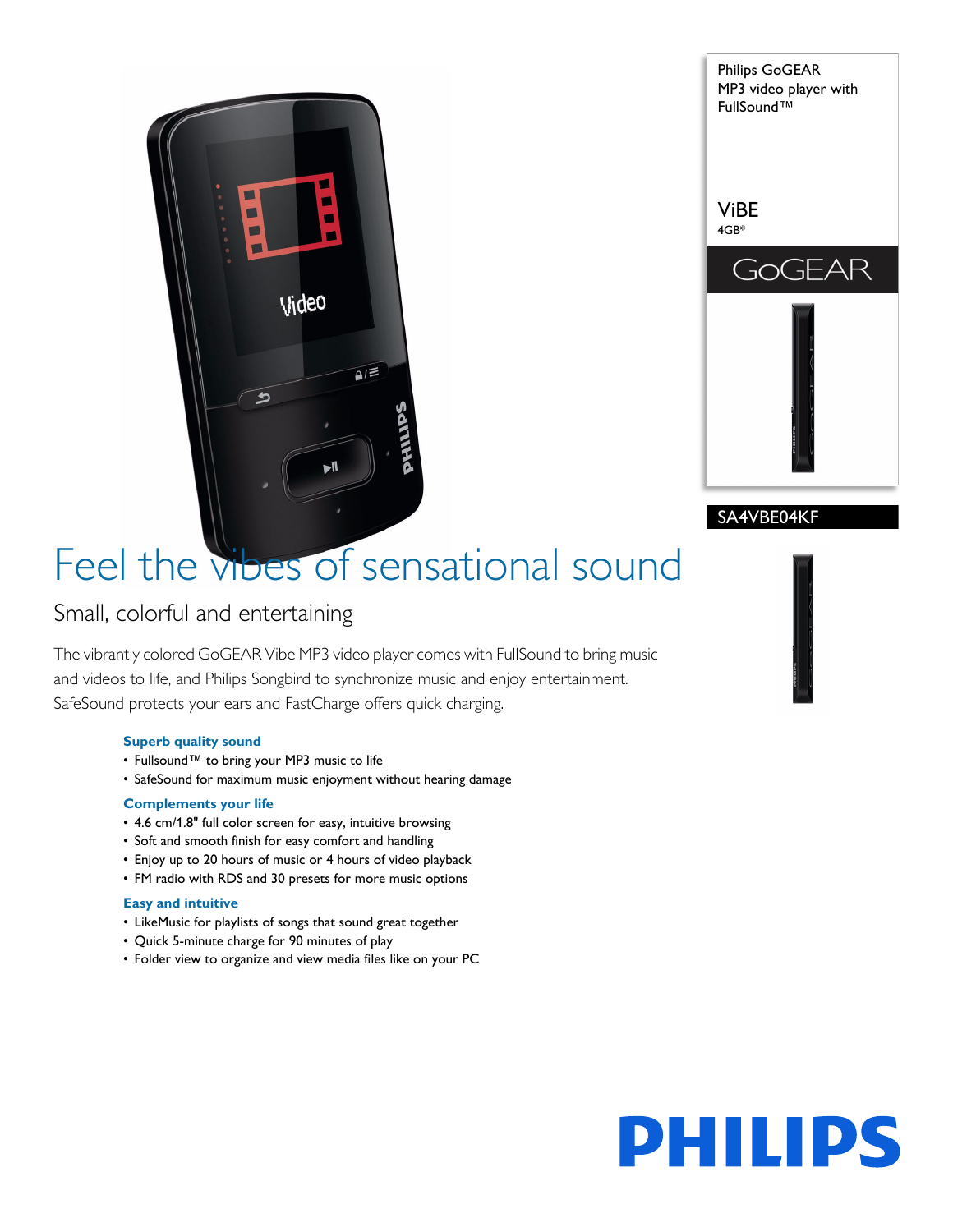Philips GoGEAR
MP3 video player with
FullSound™

ViBE
4GB*

GoGEAR

SA4VBE04KF

# Feel the vibes of sensational sound

## Small, colorful and entertaining

The vibrantly colored GoGEAR Vibe MP3 video player comes with FullSound to bring music and videos to life, and Philips Songbird to synchronize music and enjoy entertainment. SafeSound protects your ears and FastCharge offers quick charging.

### Superb quality sound
- Fullsound™ to bring your MP3 music to life
- SafeSound for maximum music enjoyment without hearing damage

### Complements your life
- 4.6 cm/1.8" full color screen for easy, intuitive browsing
- Soft and smooth finish for easy comfort and handling
- Enjoy up to 20 hours of music or 4 hours of video playback
- FM radio with RDS and 30 presets for more music options

### Easy and intuitive
- LikeMusic for playlists of songs that sound great together
- Quick 5-minute charge for 90 minutes of play
- Folder view to organize and view media files like on your PC

PHILIPS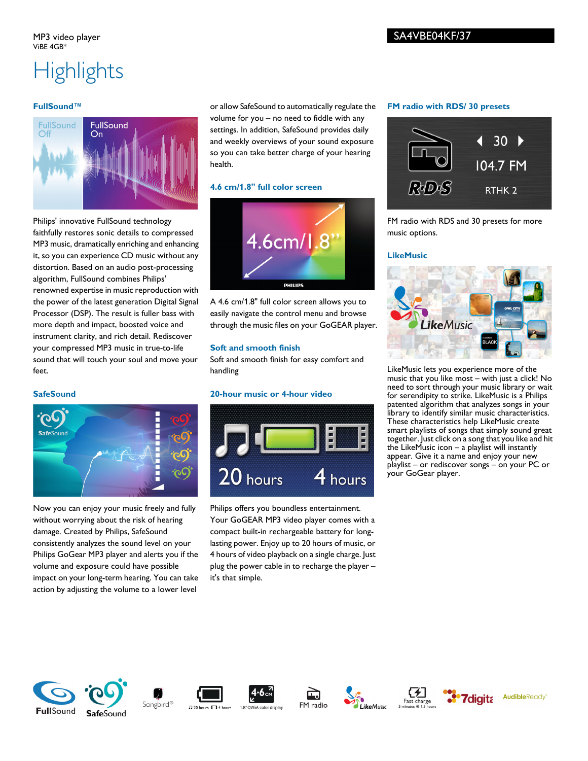MP3 video player
ViBE 4GB*

SA4VBE04KF/37

# Highlights

## FullSound™

Philips' innovative FullSound technology faithfully restores sonic details to compressed MP3 music, dramatically enriching and enhancing it, so you can experience CD music without any distortion. Based on an audio post-processing algorithm, FullSound combines Philips' renowned expertise in music reproduction with the power of the latest generation Digital Signal Processor (DSP). The result is fuller bass with more depth and impact, boosted voice and instrument clarity, and rich detail. Rediscover your compressed MP3 music in true-to-life sound that will touch your soul and move your feet.

## SafeSound

Now you can enjoy your music freely and fully without worrying about the risk of hearing damage. Created by Philips, SafeSound consistently analyzes the sound level on your Philips GoGear MP3 player and alerts you if the volume and exposure could have possible impact on your long-term hearing. You can take action by adjusting the volume to a lower level or allow SafeSound to automatically regulate the volume for you – no need to fiddle with any settings. In addition, SafeSound provides daily and weekly overviews of your sound exposure so you can take better charge of your hearing health.

## 4.6 cm/1.8" full color screen

A 4.6 cm/1.8" full color screen allows you to easily navigate the control menu and browse through the music files on your GoGEAR player.

## Soft and smooth finish

Soft and smooth finish for easy comfort and handling

## 20-hour music or 4-hour video

Philips offers you boundless entertainment. Your GoGEAR MP3 video player comes with a compact built-in rechargeable battery for long-lasting power. Enjoy up to 20 hours of music, or 4 hours of video playback on a single charge. Just plug the power cable in to recharge the player – it's that simple.

## FM radio with RDS/ 30 presets

FM radio with RDS and 30 presets for more music options.

## LikeMusic

LikeMusic lets you experience more of the music that you like most – with just a click! No need to sort through your music library or wait for serendipity to strike. LikeMusic is a Philips patented algorithm that analyzes songs in your library to identify similar music characteristics. These characteristics help LikeMusic create smart playlists of songs that simply sound great together. Just click on a song that you like and hit the LikeMusic icon – a playlist will instantly appear. Give it a name and enjoy your new playlist – or rediscover songs – on your PC or your GoGear player.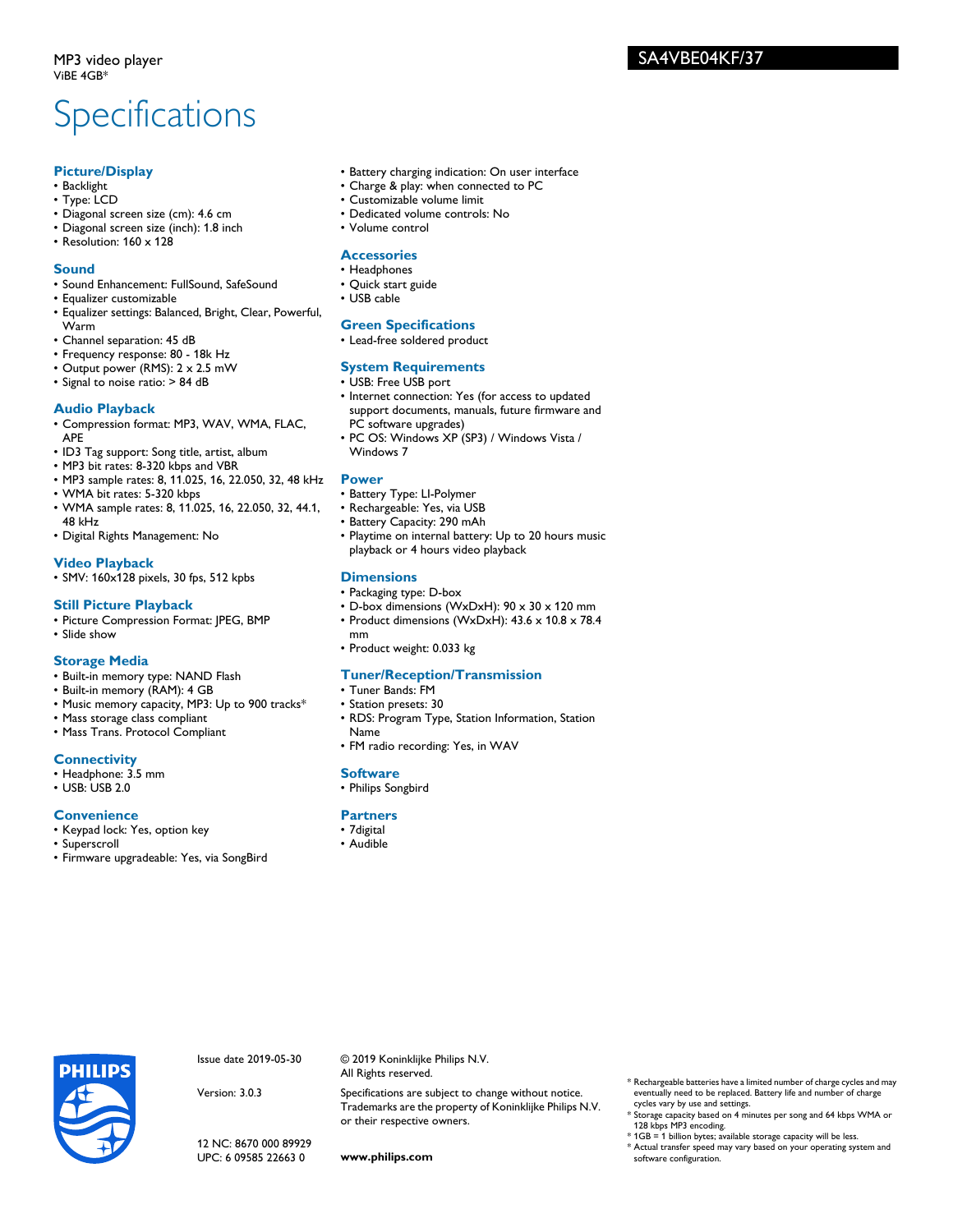MP3 video player
ViBE 4GB*

SA4VBE04KF/37

# Specifications

### Picture/Display
- Backlight
- Type: LCD
- Diagonal screen size (cm): 4.6 cm
- Diagonal screen size (inch): 1.8 inch
- Resolution: 160 x 128

### Sound
- Sound Enhancement: FullSound, SafeSound
- Equalizer customizable
- Equalizer settings: Balanced, Bright, Clear, Powerful, Warm
- Channel separation: 45 dB
- Frequency response: 80 - 18k Hz
- Output power (RMS): 2 x 2.5 mW
- Signal to noise ratio: > 84 dB

### Audio Playback
- Compression format: MP3, WAV, WMA, FLAC, APE
- ID3 Tag support: Song title, artist, album
- MP3 bit rates: 8-320 kbps and VBR
- MP3 sample rates: 8, 11.025, 16, 22.050, 32, 48 kHz
- WMA bit rates: 5-320 kbps
- WMA sample rates: 8, 11.025, 16, 22.050, 32, 44.1, 48 kHz
- Digital Rights Management: No

### Video Playback
- SMV: 160x128 pixels, 30 fps, 512 kpbs

### Still Picture Playback
- Picture Compression Format: JPEG, BMP
- Slide show

### Storage Media
- Built-in memory type: NAND Flash
- Built-in memory (RAM): 4 GB
- Music memory capacity, MP3: Up to 900 tracks*
- Mass storage class compliant
- Mass Trans. Protocol Compliant

### Connectivity
- Headphone: 3.5 mm
- USB: USB 2.0

### Convenience
- Keypad lock: Yes, option key
- Superscroll
- Firmware upgradeable: Yes, via SongBird
- Battery charging indication: On user interface
- Charge & play: when connected to PC
- Customizable volume limit
- Dedicated volume controls: No
- Volume control

### Accessories
- Headphones
- Quick start guide
- USB cable

### Green Specifications
- Lead-free soldered product

### System Requirements
- USB: Free USB port
- Internet connection: Yes (for access to updated support documents, manuals, future firmware and PC software upgrades)
- PC OS: Windows XP (SP3) / Windows Vista / Windows 7

### Power
- Battery Type: LI-Polymer
- Rechargeable: Yes, via USB
- Battery Capacity: 290 mAh
- Playtime on internal battery: Up to 20 hours music playback or 4 hours video playback

### Dimensions
- Packaging type: D-box
- D-box dimensions (WxDxH): 90 x 30 x 120 mm
- Product dimensions (WxDxH): 43.6 x 10.8 x 78.4 mm
- Product weight: 0.033 kg

### Tuner/Reception/Transmission
- Tuner Bands: FM
- Station presets: 30
- RDS: Program Type, Station Information, Station Name
- FM radio recording: Yes, in WAV

### Software
- Philips Songbird

### Partners
- 7digital
- Audible

Issue date 2019-05-30

Version: 3.0.3

12 NC: 8670 000 89929
UPC: 6 09585 22663 0

© 2019 Koninklijke Philips N.V.
All Rights reserved.

Specifications are subject to change without notice. Trademarks are the property of Koninklijke Philips N.V. or their respective owners.

www.philips.com

\* Rechargeable batteries have a limited number of charge cycles and may eventually need to be replaced. Battery life and number of charge cycles vary by use and settings.
\* Storage capacity based on 4 minutes per song and 64 kbps WMA or 128 kbps MP3 encoding.
\* 1GB = 1 billion bytes; available storage capacity will be less.
\* Actual transfer speed may vary based on your operating system and software configuration.